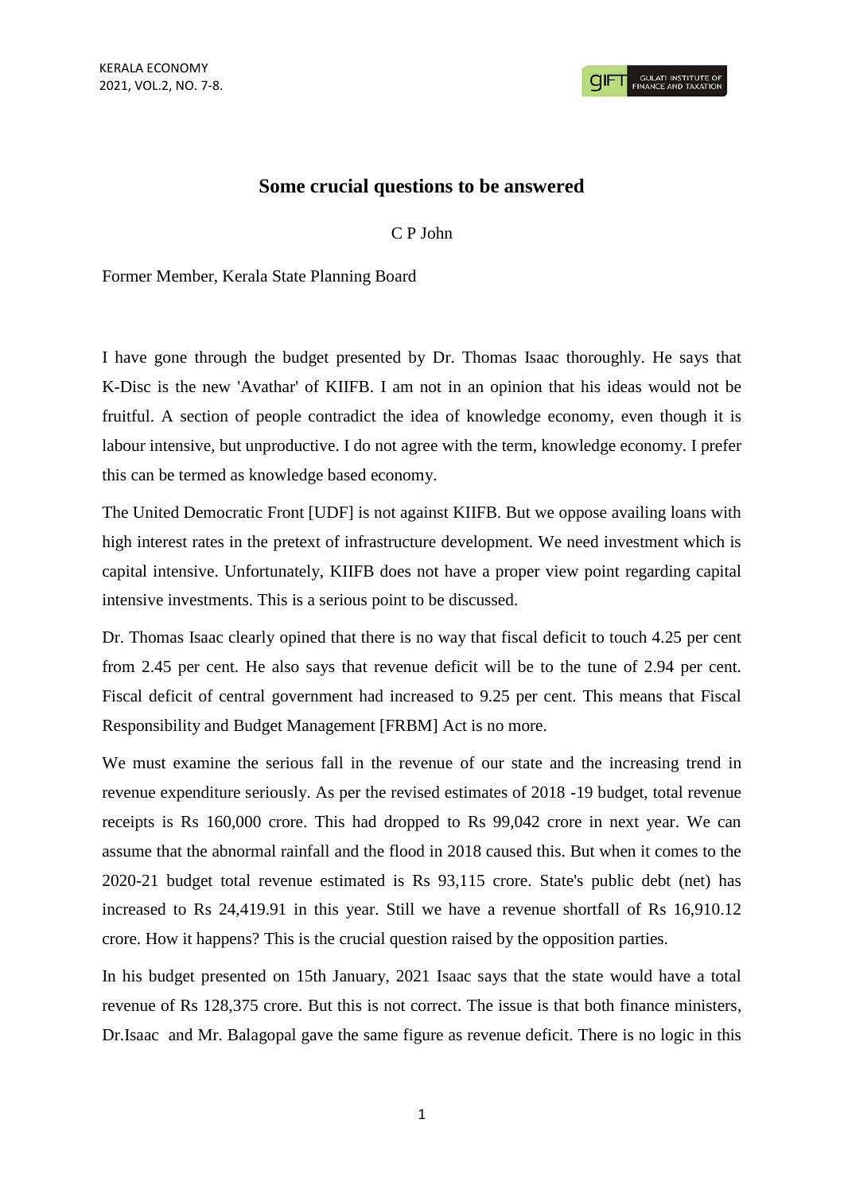# Some crucial questions to be answered

C P John

Former Member, Kerala State Planning Board

I have gone through the budget presented by Dr. Thomas Isaac thoroughly. He says that K-Disc is the new 'Avathar' of KIIFB. I am not in an opinion that his ideas would not be fruitful. A section of people contradict the idea of knowledge economy, even though it is labour intensive, but unproductive. I do not agree with the term, knowledge economy. I prefer this can be termed as knowledge based economy.

The United Democratic Front [UDF] is not against KIIFB. But we oppose availing loans with high interest rates in the pretext of infrastructure development. We need investment which is capital intensive. Unfortunately, KIIFB does not have a proper view point regarding capital intensive investments. This is a serious point to be discussed.

Dr. Thomas Isaac clearly opined that there is no way that fiscal deficit to touch 4.25 per cent from 2.45 per cent. He also says that revenue deficit will be to the tune of 2.94 per cent. Fiscal deficit of central government had increased to 9.25 per cent. This means that Fiscal Responsibility and Budget Management [FRBM] Act is no more.

We must examine the serious fall in the revenue of our state and the increasing trend in revenue expenditure seriously. As per the revised estimates of 2018 -19 budget, total revenue receipts is Rs 160,000 crore. This had dropped to Rs 99,042 crore in next year. We can assume that the abnormal rainfall and the flood in 2018 caused this. But when it comes to the 2020-21 budget total revenue estimated is Rs 93,115 crore. State's public debt (net) has increased to Rs 24,419.91 in this year. Still we have a revenue shortfall of Rs 16,910.12 crore. How it happens? This is the crucial question raised by the opposition parties.

In his budget presented on 15th January, 2021 Isaac says that the state would have a total revenue of Rs 128,375 crore. But this is not correct. The issue is that both finance ministers, Dr.Isaac and Mr. Balagopal gave the same figure as revenue deficit. There is no logic in this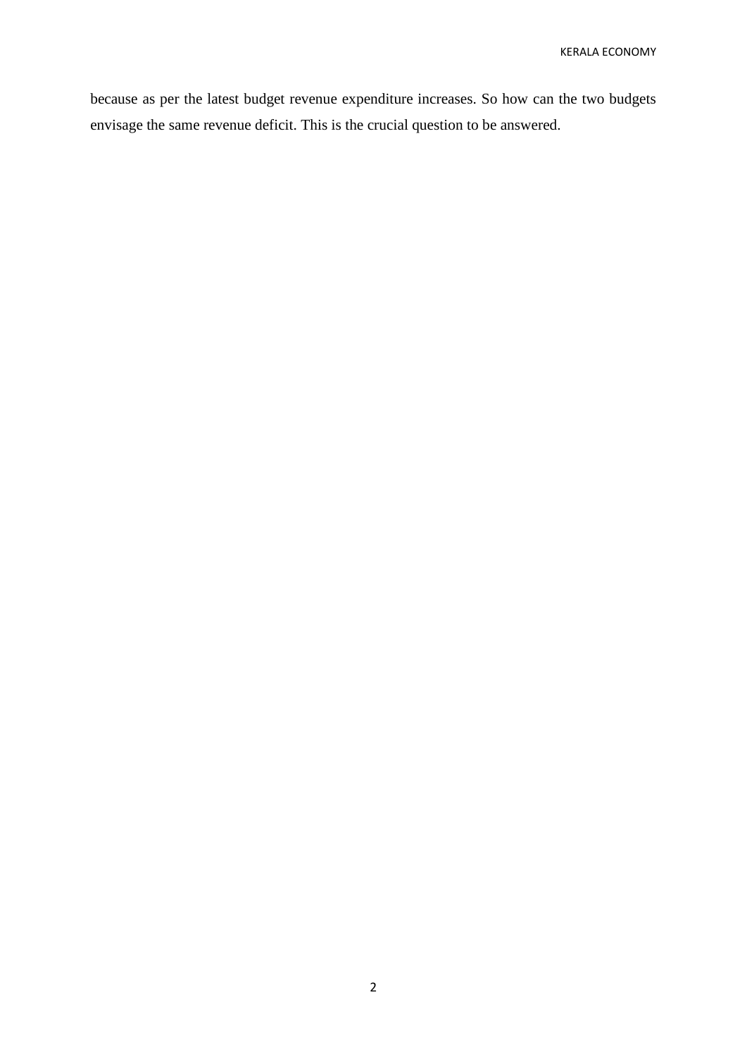because as per the latest budget revenue expenditure increases. So how can the two budgets envisage the same revenue deficit. This is the crucial question to be answered.